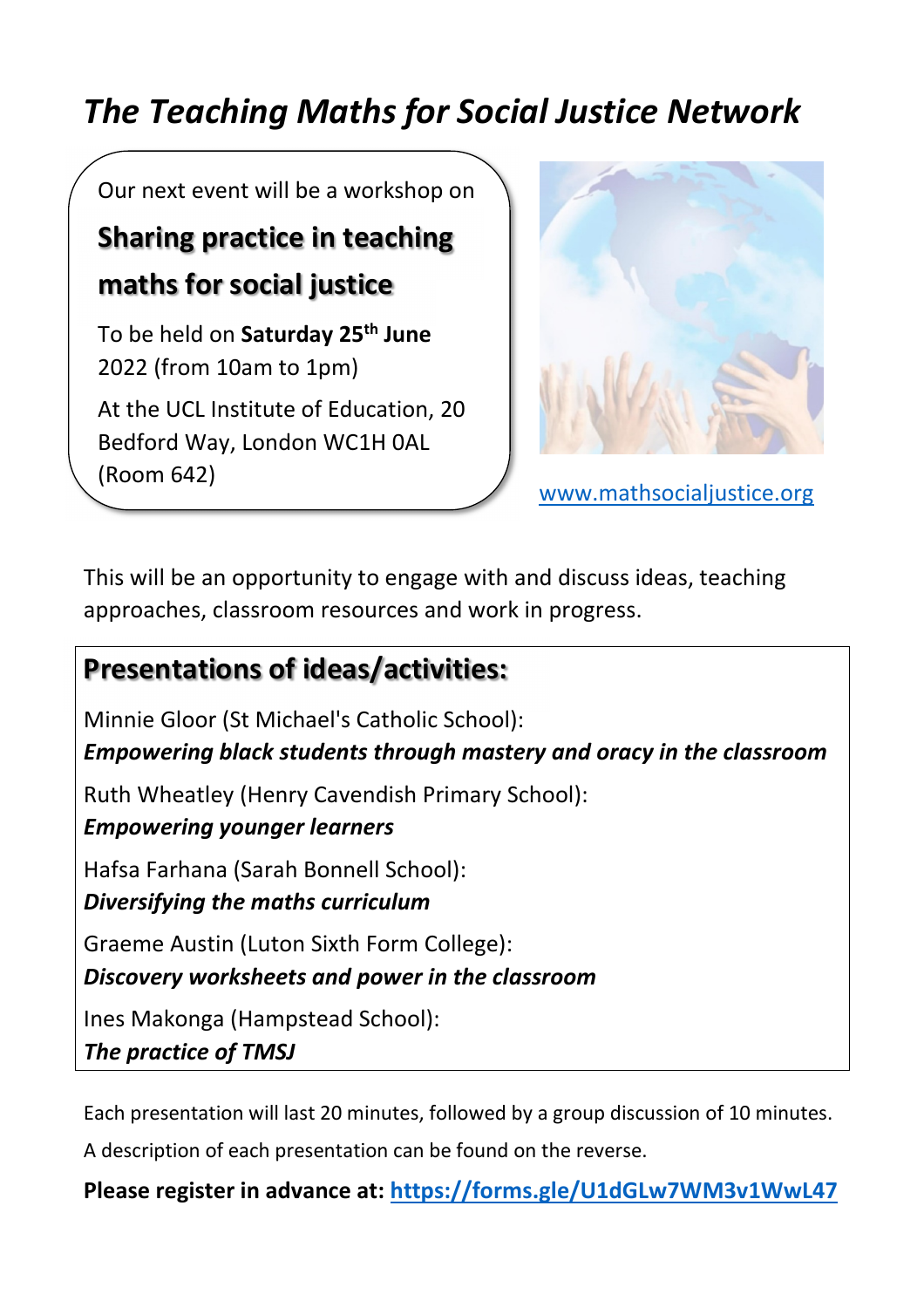# *The Teaching Maths for Social Justice Network*

Our next event will be a workshop on

## Sharing practice in teaching maths for social justice

To be held on **Saturday 25th June** 2022 (from 10am to 1pm)

At the UCL Institute of Education, 20 Bedford Way, London WC1H 0AL (Room 642)

www.mathsocialjustice.org

This will be an opportunity to engage with and discuss ideas, teaching approaches, classroom resources and work in progress.

## Presentations of ideas/activities:

Minnie Gloor (St Michael's Catholic School):
***Empowering black students through mastery and oracy in the classroom***

Ruth Wheatley (Henry Cavendish Primary School):
***Empowering younger learners***

Hafsa Farhana (Sarah Bonnell School):
***Diversifying the maths curriculum***

Graeme Austin (Luton Sixth Form College):
***Discovery worksheets and power in the classroom***

Ines Makonga (Hampstead School):
***The practice of TMSJ***

Each presentation will last 20 minutes, followed by a group discussion of 10 minutes.

A description of each presentation can be found on the reverse.

**Please register in advance at: https://forms.gle/U1dGLw7WM3v1WwL47**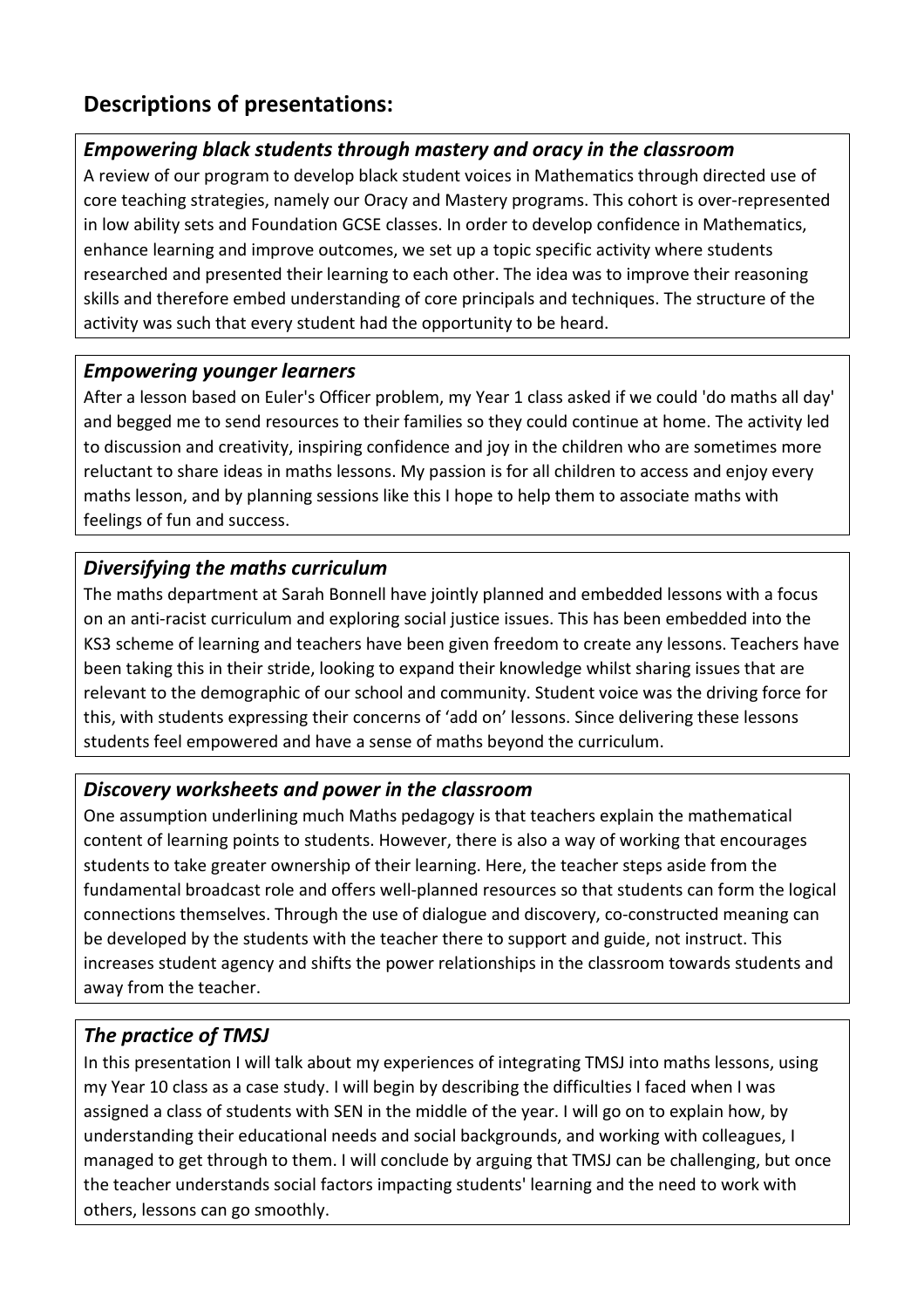## Descriptions of presentations:

### *Empowering black students through mastery and oracy in the classroom*

A review of our program to develop black student voices in Mathematics through directed use of core teaching strategies, namely our Oracy and Mastery programs. This cohort is over-represented in low ability sets and Foundation GCSE classes. In order to develop confidence in Mathematics, enhance learning and improve outcomes, we set up a topic specific activity where students researched and presented their learning to each other. The idea was to improve their reasoning skills and therefore embed understanding of core principals and techniques. The structure of the activity was such that every student had the opportunity to be heard.

### *Empowering younger learners*

After a lesson based on Euler's Officer problem, my Year 1 class asked if we could 'do maths all day' and begged me to send resources to their families so they could continue at home. The activity led to discussion and creativity, inspiring confidence and joy in the children who are sometimes more reluctant to share ideas in maths lessons. My passion is for all children to access and enjoy every maths lesson, and by planning sessions like this I hope to help them to associate maths with feelings of fun and success.

### *Diversifying the maths curriculum*

The maths department at Sarah Bonnell have jointly planned and embedded lessons with a focus on an anti-racist curriculum and exploring social justice issues. This has been embedded into the KS3 scheme of learning and teachers have been given freedom to create any lessons. Teachers have been taking this in their stride, looking to expand their knowledge whilst sharing issues that are relevant to the demographic of our school and community. Student voice was the driving force for this, with students expressing their concerns of 'add on' lessons. Since delivering these lessons students feel empowered and have a sense of maths beyond the curriculum.

### *Discovery worksheets and power in the classroom*

One assumption underlining much Maths pedagogy is that teachers explain the mathematical content of learning points to students. However, there is also a way of working that encourages students to take greater ownership of their learning. Here, the teacher steps aside from the fundamental broadcast role and offers well-planned resources so that students can form the logical connections themselves. Through the use of dialogue and discovery, co-constructed meaning can be developed by the students with the teacher there to support and guide, not instruct. This increases student agency and shifts the power relationships in the classroom towards students and away from the teacher.

### *The practice of TMSJ*

In this presentation I will talk about my experiences of integrating TMSJ into maths lessons, using my Year 10 class as a case study. I will begin by describing the difficulties I faced when I was assigned a class of students with SEN in the middle of the year. I will go on to explain how, by understanding their educational needs and social backgrounds, and working with colleagues, I managed to get through to them. I will conclude by arguing that TMSJ can be challenging, but once the teacher understands social factors impacting students' learning and the need to work with others, lessons can go smoothly.